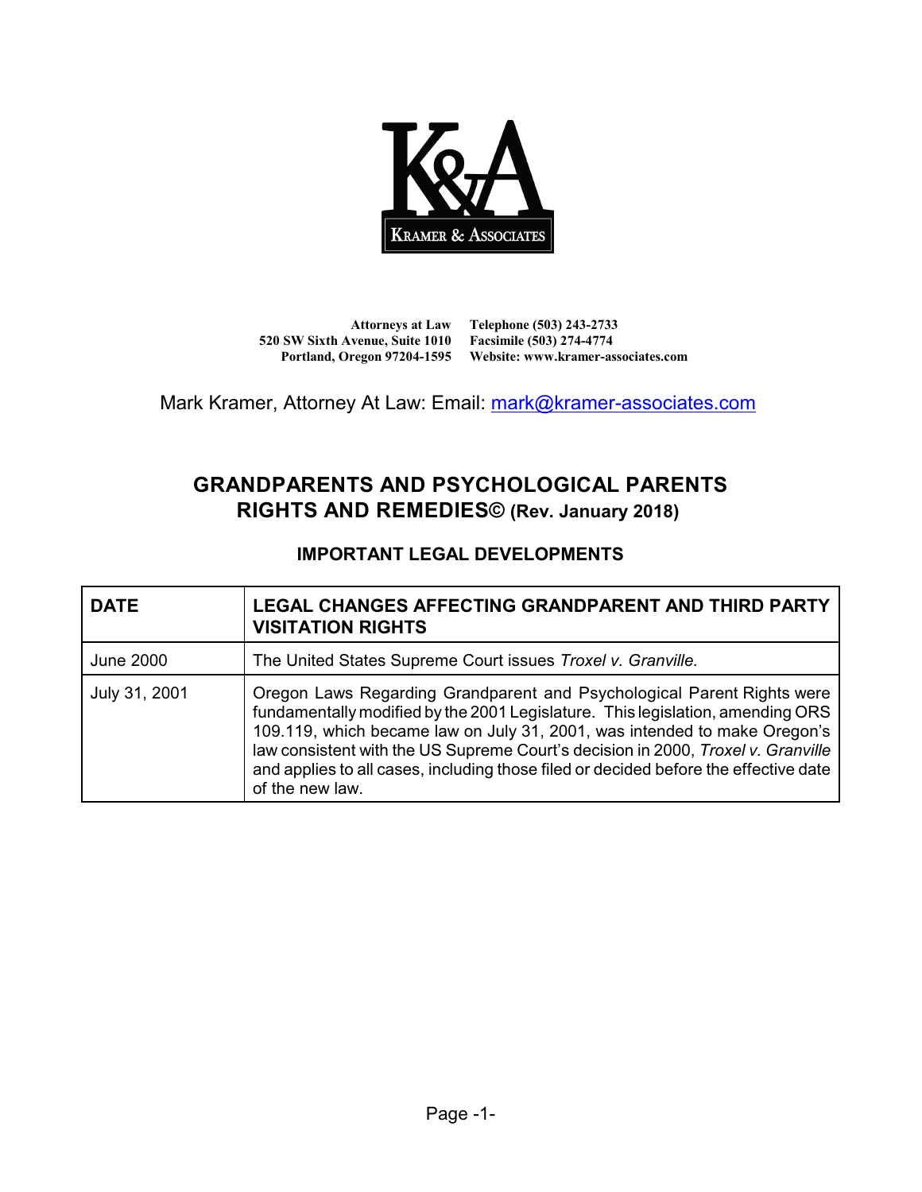Kramer & Associates

Attorneys at Law
520 SW Sixth Avenue, Suite 1010
Portland, Oregon 97204-1595

Telephone (503) 243-2733
Facsimile (503) 274-4774
Website: www.kramer-associates.com

Mark Kramer, Attorney At Law: Email: mark@kramer-associates.com

# GRANDPARENTS AND PSYCHOLOGICAL PARENTS RIGHTS AND REMEDIES© (Rev. January 2018)

## IMPORTANT LEGAL DEVELOPMENTS

| DATE | LEGAL CHANGES AFFECTING GRANDPARENT AND THIRD PARTY VISITATION RIGHTS |
|---|---|
| June 2000 | The United States Supreme Court issues *Troxel v. Granville.* |
| July 31, 2001 | Oregon Laws Regarding Grandparent and Psychological Parent Rights were fundamentally modified by the 2001 Legislature. This legislation, amending ORS 109.119, which became law on July 31, 2001, was intended to make Oregon's law consistent with the US Supreme Court's decision in 2000, *Troxel v. Granville* and applies to all cases, including those filed or decided before the effective date of the new law. |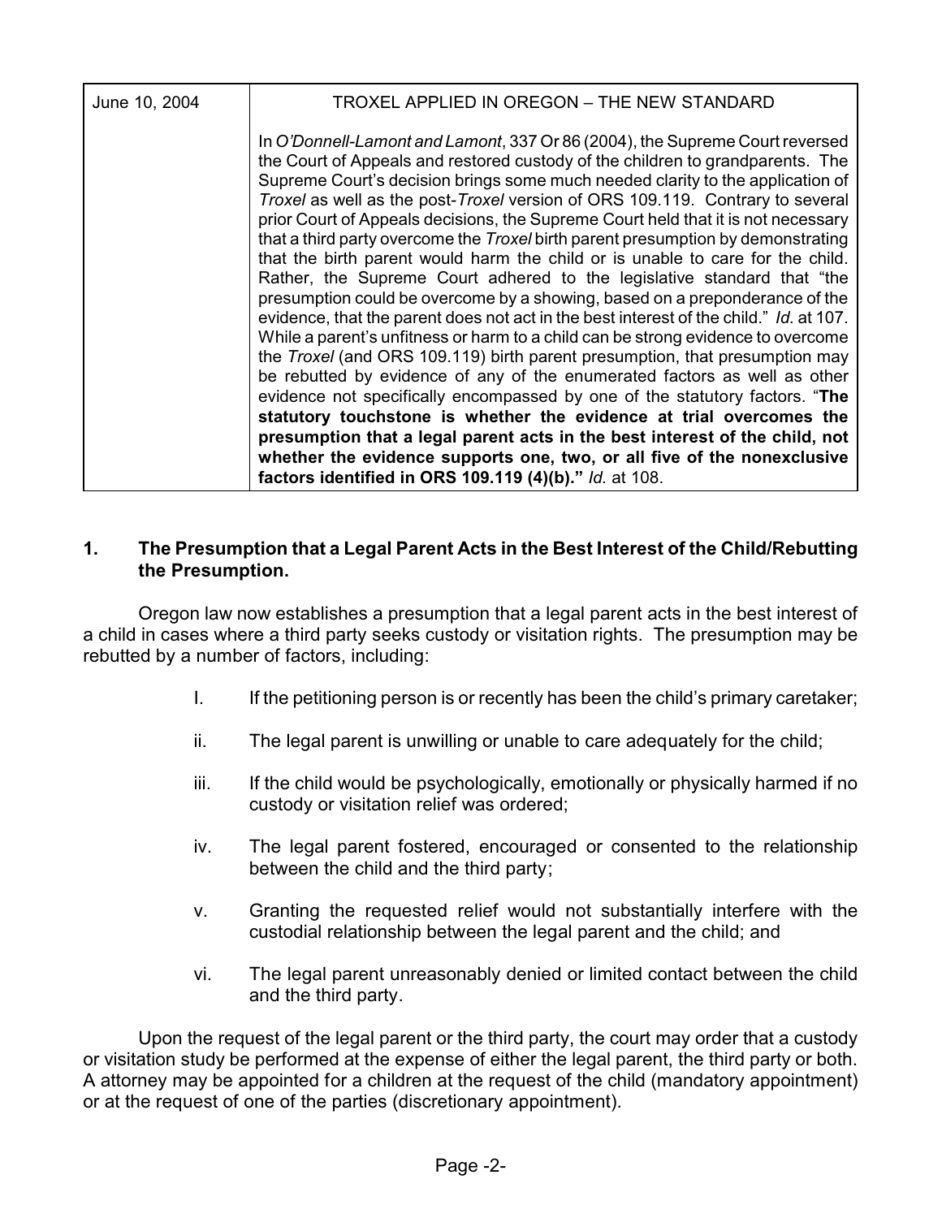| June 10, 2004 | TROXEL APPLIED IN OREGON – THE NEW STANDARD |
|---|---|
| | In *O'Donnell-Lamont and Lamont*, 337 Or 86 (2004), the Supreme Court reversed the Court of Appeals and restored custody of the children to grandparents. The Supreme Court's decision brings some much needed clarity to the application of *Troxel* as well as the post-*Troxel* version of ORS 109.119. Contrary to several prior Court of Appeals decisions, the Supreme Court held that it is not necessary that a third party overcome the *Troxel* birth parent presumption by demonstrating that the birth parent would harm the child or is unable to care for the child. Rather, the Supreme Court adhered to the legislative standard that "the presumption could be overcome by a showing, based on a preponderance of the evidence, that the parent does not act in the best interest of the child." *Id.* at 107. While a parent's unfitness or harm to a child can be strong evidence to overcome the *Troxel* (and ORS 109.119) birth parent presumption, that presumption may be rebutted by evidence of any of the enumerated factors as well as other evidence not specifically encompassed by one of the statutory factors. "**The statutory touchstone is whether the evidence at trial overcomes the presumption that a legal parent acts in the best interest of the child, not whether the evidence supports one, two, or all five of the nonexclusive factors identified in ORS 109.119 (4)(b).**" *Id.* at 108. |

## 1. The Presumption that a Legal Parent Acts in the Best Interest of the Child/Rebutting the Presumption.

Oregon law now establishes a presumption that a legal parent acts in the best interest of a child in cases where a third party seeks custody or visitation rights. The presumption may be rebutted by a number of factors, including:

I. If the petitioning person is or recently has been the child's primary caretaker;

ii. The legal parent is unwilling or unable to care adequately for the child;

iii. If the child would be psychologically, emotionally or physically harmed if no custody or visitation relief was ordered;

iv. The legal parent fostered, encouraged or consented to the relationship between the child and the third party;

v. Granting the requested relief would not substantially interfere with the custodial relationship between the legal parent and the child; and

vi. The legal parent unreasonably denied or limited contact between the child and the third party.

Upon the request of the legal parent or the third party, the court may order that a custody or visitation study be performed at the expense of either the legal parent, the third party or both. A attorney may be appointed for a children at the request of the child (mandatory appointment) or at the request of one of the parties (discretionary appointment).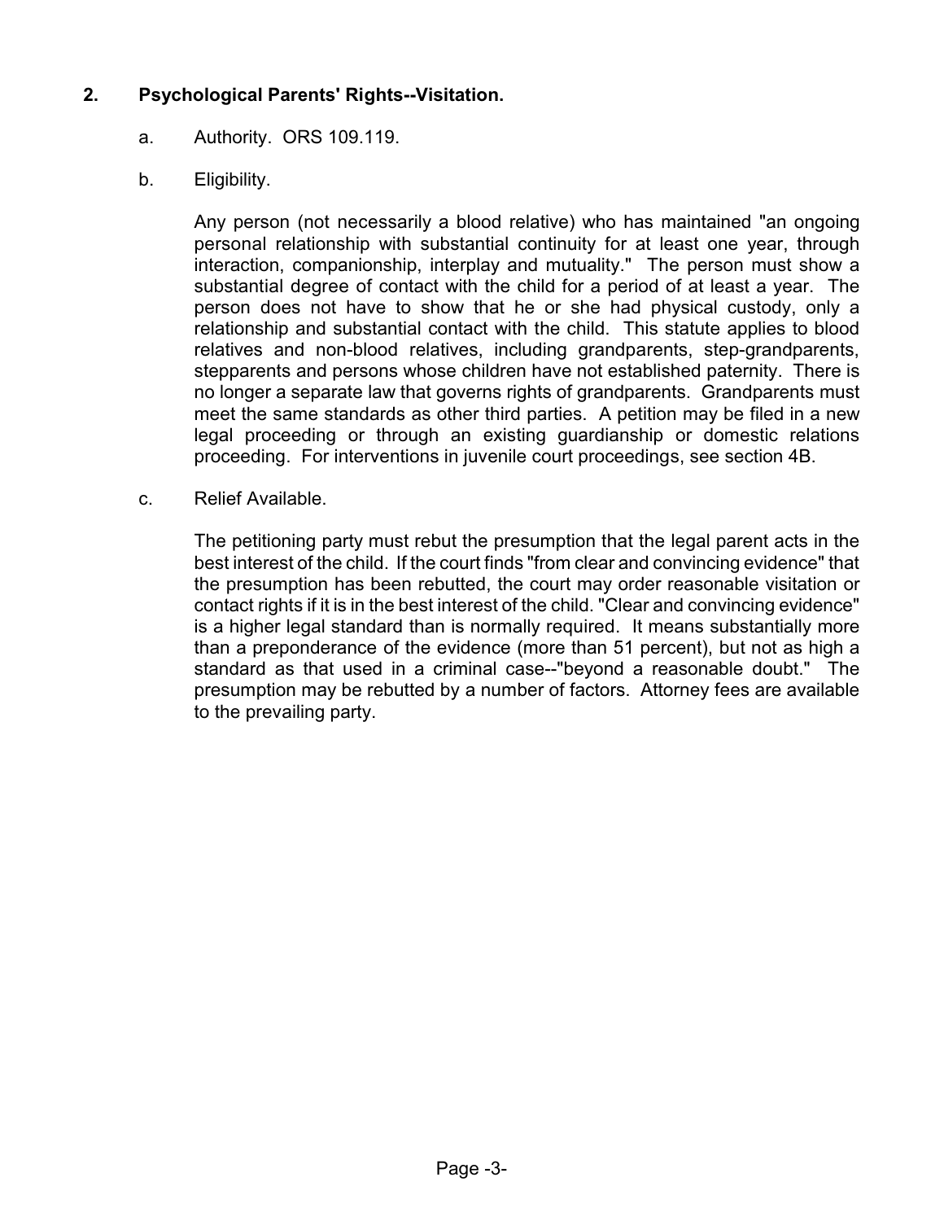## 2. Psychological Parents' Rights--Visitation.

a. Authority. ORS 109.119.

b. Eligibility.

Any person (not necessarily a blood relative) who has maintained "an ongoing personal relationship with substantial continuity for at least one year, through interaction, companionship, interplay and mutuality." The person must show a substantial degree of contact with the child for a period of at least a year. The person does not have to show that he or she had physical custody, only a relationship and substantial contact with the child. This statute applies to blood relatives and non-blood relatives, including grandparents, step-grandparents, stepparents and persons whose children have not established paternity. There is no longer a separate law that governs rights of grandparents. Grandparents must meet the same standards as other third parties. A petition may be filed in a new legal proceeding or through an existing guardianship or domestic relations proceeding. For interventions in juvenile court proceedings, see section 4B.

c. Relief Available.

The petitioning party must rebut the presumption that the legal parent acts in the best interest of the child. If the court finds "from clear and convincing evidence" that the presumption has been rebutted, the court may order reasonable visitation or contact rights if it is in the best interest of the child. "Clear and convincing evidence" is a higher legal standard than is normally required. It means substantially more than a preponderance of the evidence (more than 51 percent), but not as high a standard as that used in a criminal case--"beyond a reasonable doubt." The presumption may be rebutted by a number of factors. Attorney fees are available to the prevailing party.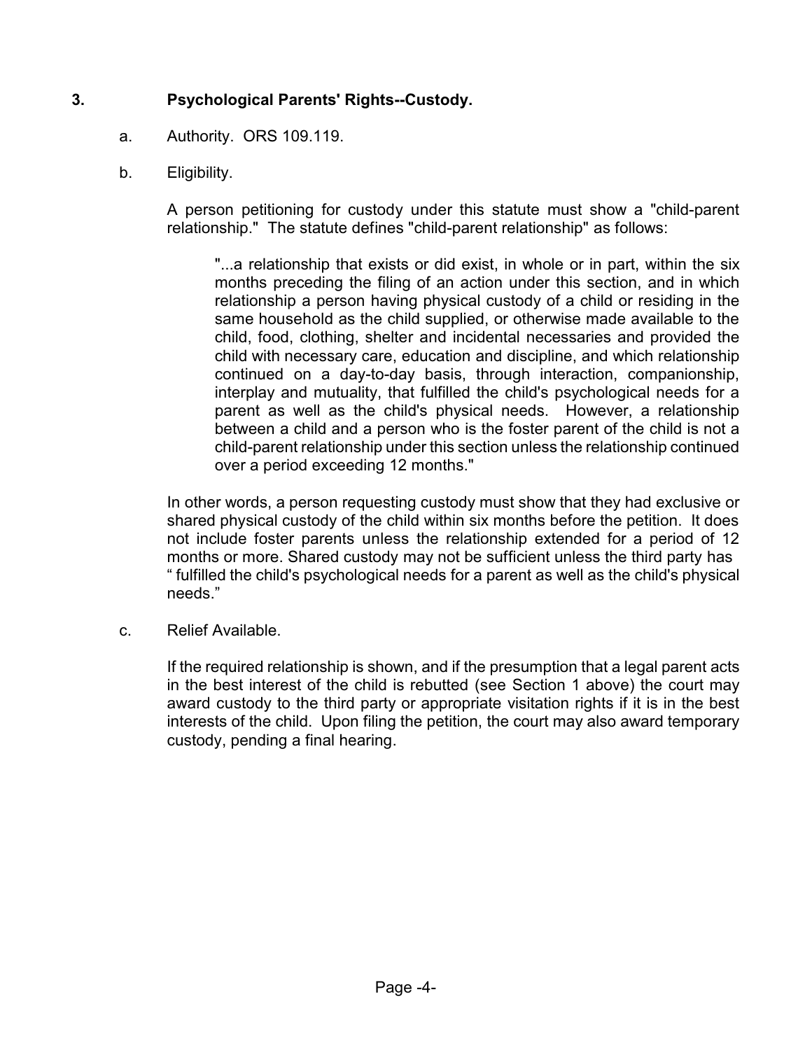## 3. Psychological Parents' Rights--Custody.

a. Authority. ORS 109.119.

b. Eligibility.

A person petitioning for custody under this statute must show a "child-parent relationship." The statute defines "child-parent relationship" as follows:

> "...a relationship that exists or did exist, in whole or in part, within the six months preceding the filing of an action under this section, and in which relationship a person having physical custody of a child or residing in the same household as the child supplied, or otherwise made available to the child, food, clothing, shelter and incidental necessaries and provided the child with necessary care, education and discipline, and which relationship continued on a day-to-day basis, through interaction, companionship, interplay and mutuality, that fulfilled the child's psychological needs for a parent as well as the child's physical needs. However, a relationship between a child and a person who is the foster parent of the child is not a child-parent relationship under this section unless the relationship continued over a period exceeding 12 months."

In other words, a person requesting custody must show that they had exclusive or shared physical custody of the child within six months before the petition. It does not include foster parents unless the relationship extended for a period of 12 months or more. Shared custody may not be sufficient unless the third party has " fulfilled the child's psychological needs for a parent as well as the child's physical needs."

c. Relief Available.

If the required relationship is shown, and if the presumption that a legal parent acts in the best interest of the child is rebutted (see Section 1 above) the court may award custody to the third party or appropriate visitation rights if it is in the best interests of the child. Upon filing the petition, the court may also award temporary custody, pending a final hearing.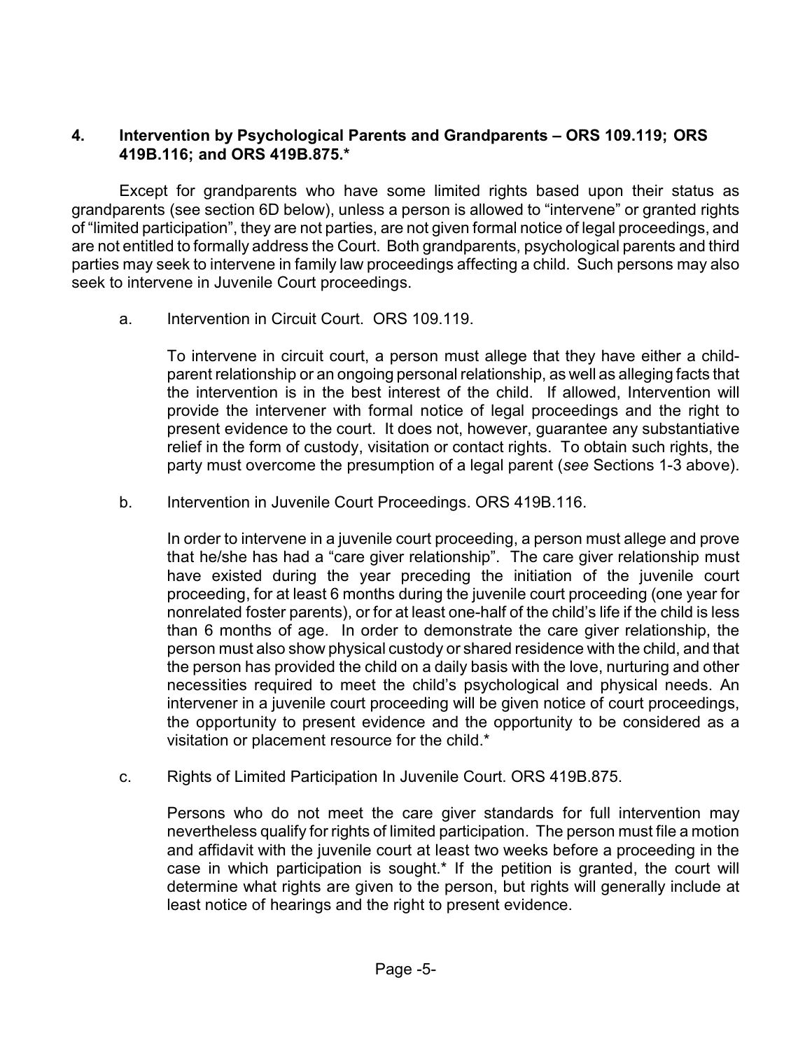## 4. Intervention by Psychological Parents and Grandparents – ORS 109.119; ORS 419B.116; and ORS 419B.875.*

Except for grandparents who have some limited rights based upon their status as grandparents (see section 6D below), unless a person is allowed to "intervene" or granted rights of "limited participation", they are not parties, are not given formal notice of legal proceedings, and are not entitled to formally address the Court. Both grandparents, psychological parents and third parties may seek to intervene in family law proceedings affecting a child. Such persons may also seek to intervene in Juvenile Court proceedings.

a. Intervention in Circuit Court. ORS 109.119.

To intervene in circuit court, a person must allege that they have either a child-parent relationship or an ongoing personal relationship, as well as alleging facts that the intervention is in the best interest of the child. If allowed, Intervention will provide the intervener with formal notice of legal proceedings and the right to present evidence to the court. It does not, however, guarantee any substantiative relief in the form of custody, visitation or contact rights. To obtain such rights, the party must overcome the presumption of a legal parent (*see* Sections 1-3 above).

b. Intervention in Juvenile Court Proceedings. ORS 419B.116.

In order to intervene in a juvenile court proceeding, a person must allege and prove that he/she has had a "care giver relationship". The care giver relationship must have existed during the year preceding the initiation of the juvenile court proceeding, for at least 6 months during the juvenile court proceeding (one year for nonrelated foster parents), or for at least one-half of the child's life if the child is less than 6 months of age. In order to demonstrate the care giver relationship, the person must also show physical custody or shared residence with the child, and that the person has provided the child on a daily basis with the love, nurturing and other necessities required to meet the child's psychological and physical needs. An intervener in a juvenile court proceeding will be given notice of court proceedings, the opportunity to present evidence and the opportunity to be considered as a visitation or placement resource for the child.*

c. Rights of Limited Participation In Juvenile Court. ORS 419B.875.

Persons who do not meet the care giver standards for full intervention may nevertheless qualify for rights of limited participation. The person must file a motion and affidavit with the juvenile court at least two weeks before a proceeding in the case in which participation is sought.* If the petition is granted, the court will determine what rights are given to the person, but rights will generally include at least notice of hearings and the right to present evidence.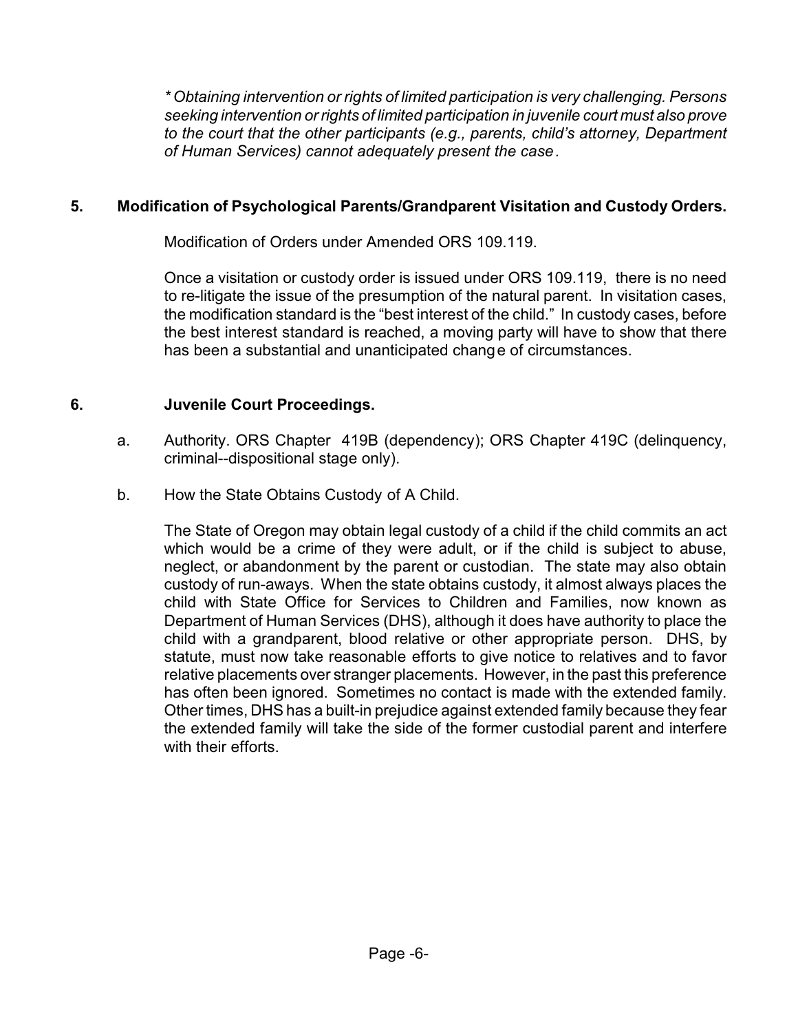*\* Obtaining intervention or rights of limited participation is very challenging. Persons seeking intervention or rights of limited participation in juvenile court must also prove to the court that the other participants (e.g., parents, child's attorney, Department of Human Services) cannot adequately present the case.*

## 5. Modification of Psychological Parents/Grandparent Visitation and Custody Orders.

Modification of Orders under Amended ORS 109.119.

Once a visitation or custody order is issued under ORS 109.119, there is no need to re-litigate the issue of the presumption of the natural parent. In visitation cases, the modification standard is the "best interest of the child." In custody cases, before the best interest standard is reached, a moving party will have to show that there has been a substantial and unanticipated change of circumstances.

## 6. Juvenile Court Proceedings.

a. Authority. ORS Chapter 419B (dependency); ORS Chapter 419C (delinquency, criminal--dispositional stage only).

b. How the State Obtains Custody of A Child.

The State of Oregon may obtain legal custody of a child if the child commits an act which would be a crime of they were adult, or if the child is subject to abuse, neglect, or abandonment by the parent or custodian. The state may also obtain custody of run-aways. When the state obtains custody, it almost always places the child with State Office for Services to Children and Families, now known as Department of Human Services (DHS), although it does have authority to place the child with a grandparent, blood relative or other appropriate person. DHS, by statute, must now take reasonable efforts to give notice to relatives and to favor relative placements over stranger placements. However, in the past this preference has often been ignored. Sometimes no contact is made with the extended family. Other times, DHS has a built-in prejudice against extended family because they fear the extended family will take the side of the former custodial parent and interfere with their efforts.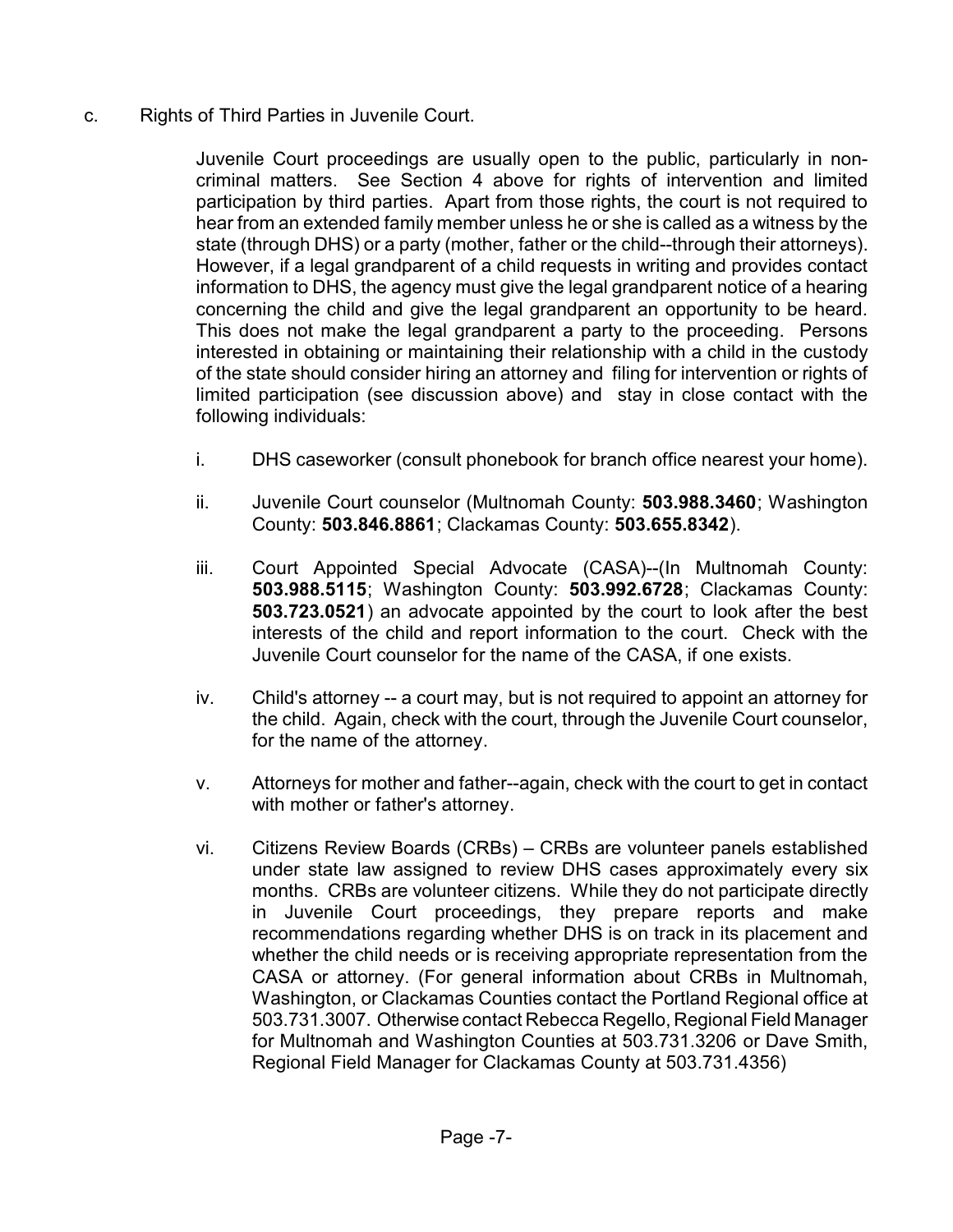c. Rights of Third Parties in Juvenile Court.

Juvenile Court proceedings are usually open to the public, particularly in non-criminal matters. See Section 4 above for rights of intervention and limited participation by third parties. Apart from those rights, the court is not required to hear from an extended family member unless he or she is called as a witness by the state (through DHS) or a party (mother, father or the child--through their attorneys). However, if a legal grandparent of a child requests in writing and provides contact information to DHS, the agency must give the legal grandparent notice of a hearing concerning the child and give the legal grandparent an opportunity to be heard. This does not make the legal grandparent a party to the proceeding. Persons interested in obtaining or maintaining their relationship with a child in the custody of the state should consider hiring an attorney and filing for intervention or rights of limited participation (see discussion above) and stay in close contact with the following individuals:

i. DHS caseworker (consult phonebook for branch office nearest your home).

ii. Juvenile Court counselor (Multnomah County: **503.988.3460**; Washington County: **503.846.8861**; Clackamas County: **503.655.8342**).

iii. Court Appointed Special Advocate (CASA)--(In Multnomah County: **503.988.5115**; Washington County: **503.992.6728**; Clackamas County: **503.723.0521**) an advocate appointed by the court to look after the best interests of the child and report information to the court. Check with the Juvenile Court counselor for the name of the CASA, if one exists.

iv. Child's attorney -- a court may, but is not required to appoint an attorney for the child. Again, check with the court, through the Juvenile Court counselor, for the name of the attorney.

v. Attorneys for mother and father--again, check with the court to get in contact with mother or father's attorney.

vi. Citizens Review Boards (CRBs) – CRBs are volunteer panels established under state law assigned to review DHS cases approximately every six months. CRBs are volunteer citizens. While they do not participate directly in Juvenile Court proceedings, they prepare reports and make recommendations regarding whether DHS is on track in its placement and whether the child needs or is receiving appropriate representation from the CASA or attorney. (For general information about CRBs in Multnomah, Washington, or Clackamas Counties contact the Portland Regional office at 503.731.3007. Otherwise contact Rebecca Regello, Regional Field Manager for Multnomah and Washington Counties at 503.731.3206 or Dave Smith, Regional Field Manager for Clackamas County at 503.731.4356)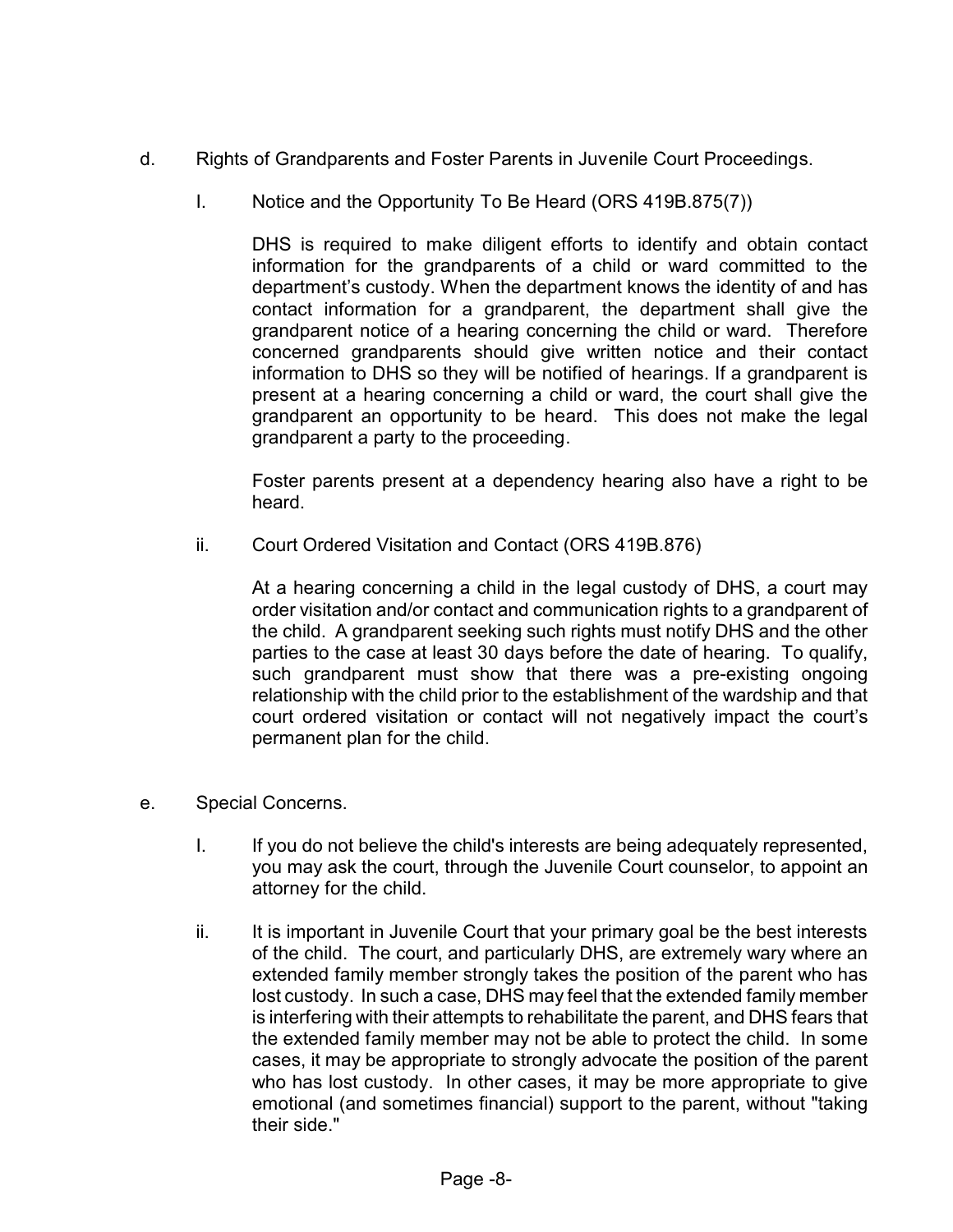d. Rights of Grandparents and Foster Parents in Juvenile Court Proceedings.

I. Notice and the Opportunity To Be Heard (ORS 419B.875(7))

DHS is required to make diligent efforts to identify and obtain contact information for the grandparents of a child or ward committed to the department's custody. When the department knows the identity of and has contact information for a grandparent, the department shall give the grandparent notice of a hearing concerning the child or ward. Therefore concerned grandparents should give written notice and their contact information to DHS so they will be notified of hearings. If a grandparent is present at a hearing concerning a child or ward, the court shall give the grandparent an opportunity to be heard. This does not make the legal grandparent a party to the proceeding.

Foster parents present at a dependency hearing also have a right to be heard.

ii. Court Ordered Visitation and Contact (ORS 419B.876)

At a hearing concerning a child in the legal custody of DHS, a court may order visitation and/or contact and communication rights to a grandparent of the child. A grandparent seeking such rights must notify DHS and the other parties to the case at least 30 days before the date of hearing. To qualify, such grandparent must show that there was a pre-existing ongoing relationship with the child prior to the establishment of the wardship and that court ordered visitation or contact will not negatively impact the court's permanent plan for the child.

e. Special Concerns.

I. If you do not believe the child's interests are being adequately represented, you may ask the court, through the Juvenile Court counselor, to appoint an attorney for the child.

ii. It is important in Juvenile Court that your primary goal be the best interests of the child. The court, and particularly DHS, are extremely wary where an extended family member strongly takes the position of the parent who has lost custody. In such a case, DHS may feel that the extended family member is interfering with their attempts to rehabilitate the parent, and DHS fears that the extended family member may not be able to protect the child. In some cases, it may be appropriate to strongly advocate the position of the parent who has lost custody. In other cases, it may be more appropriate to give emotional (and sometimes financial) support to the parent, without "taking their side."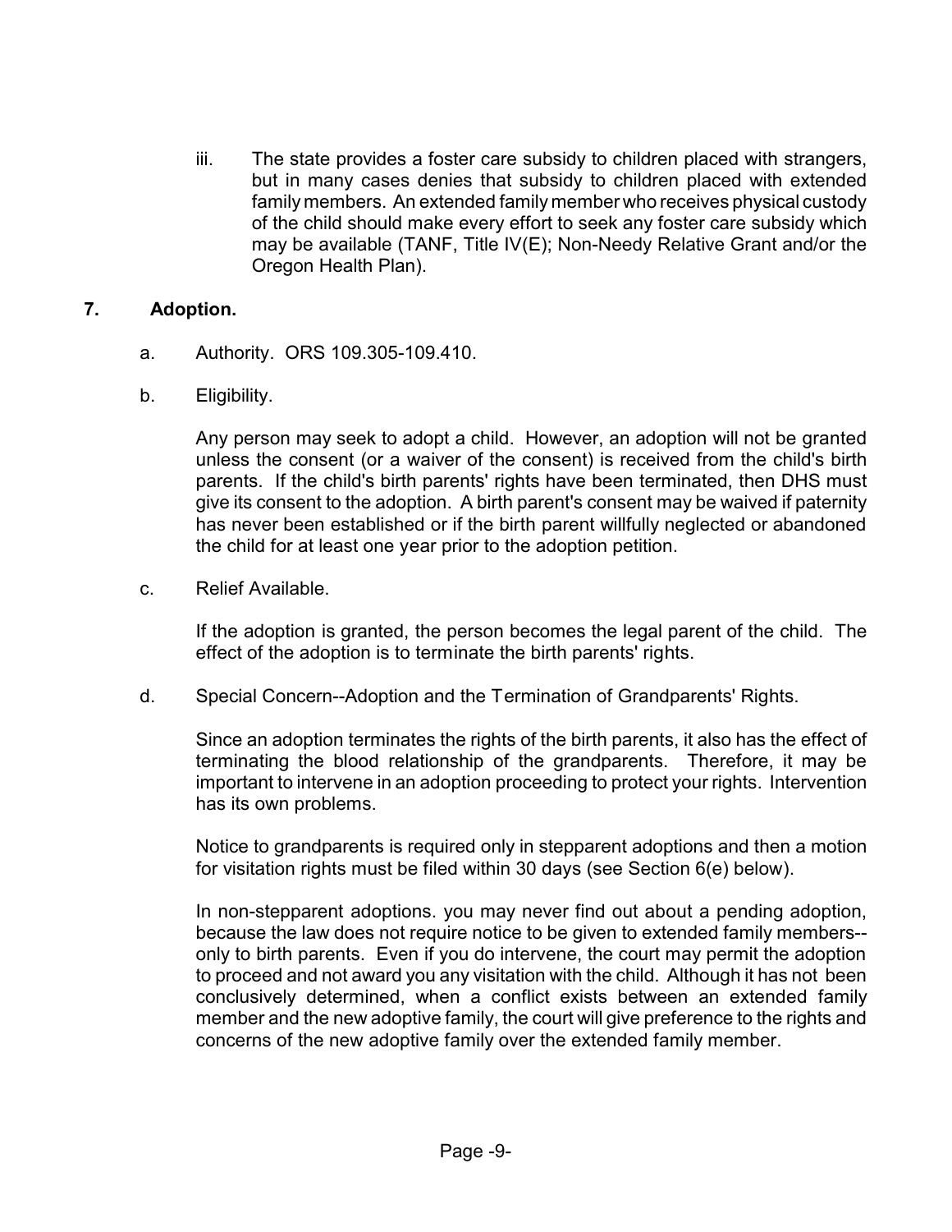iii. The state provides a foster care subsidy to children placed with strangers, but in many cases denies that subsidy to children placed with extended family members. An extended family member who receives physical custody of the child should make every effort to seek any foster care subsidy which may be available (TANF, Title IV(E); Non-Needy Relative Grant and/or the Oregon Health Plan).

## 7. Adoption.

a. Authority. ORS 109.305-109.410.

b. Eligibility.

Any person may seek to adopt a child. However, an adoption will not be granted unless the consent (or a waiver of the consent) is received from the child's birth parents. If the child's birth parents' rights have been terminated, then DHS must give its consent to the adoption. A birth parent's consent may be waived if paternity has never been established or if the birth parent willfully neglected or abandoned the child for at least one year prior to the adoption petition.

c. Relief Available.

If the adoption is granted, the person becomes the legal parent of the child. The effect of the adoption is to terminate the birth parents' rights.

d. Special Concern--Adoption and the Termination of Grandparents' Rights.

Since an adoption terminates the rights of the birth parents, it also has the effect of terminating the blood relationship of the grandparents. Therefore, it may be important to intervene in an adoption proceeding to protect your rights. Intervention has its own problems.

Notice to grandparents is required only in stepparent adoptions and then a motion for visitation rights must be filed within 30 days (see Section 6(e) below).

In non-stepparent adoptions. you may never find out about a pending adoption, because the law does not require notice to be given to extended family members--only to birth parents. Even if you do intervene, the court may permit the adoption to proceed and not award you any visitation with the child. Although it has not been conclusively determined, when a conflict exists between an extended family member and the new adoptive family, the court will give preference to the rights and concerns of the new adoptive family over the extended family member.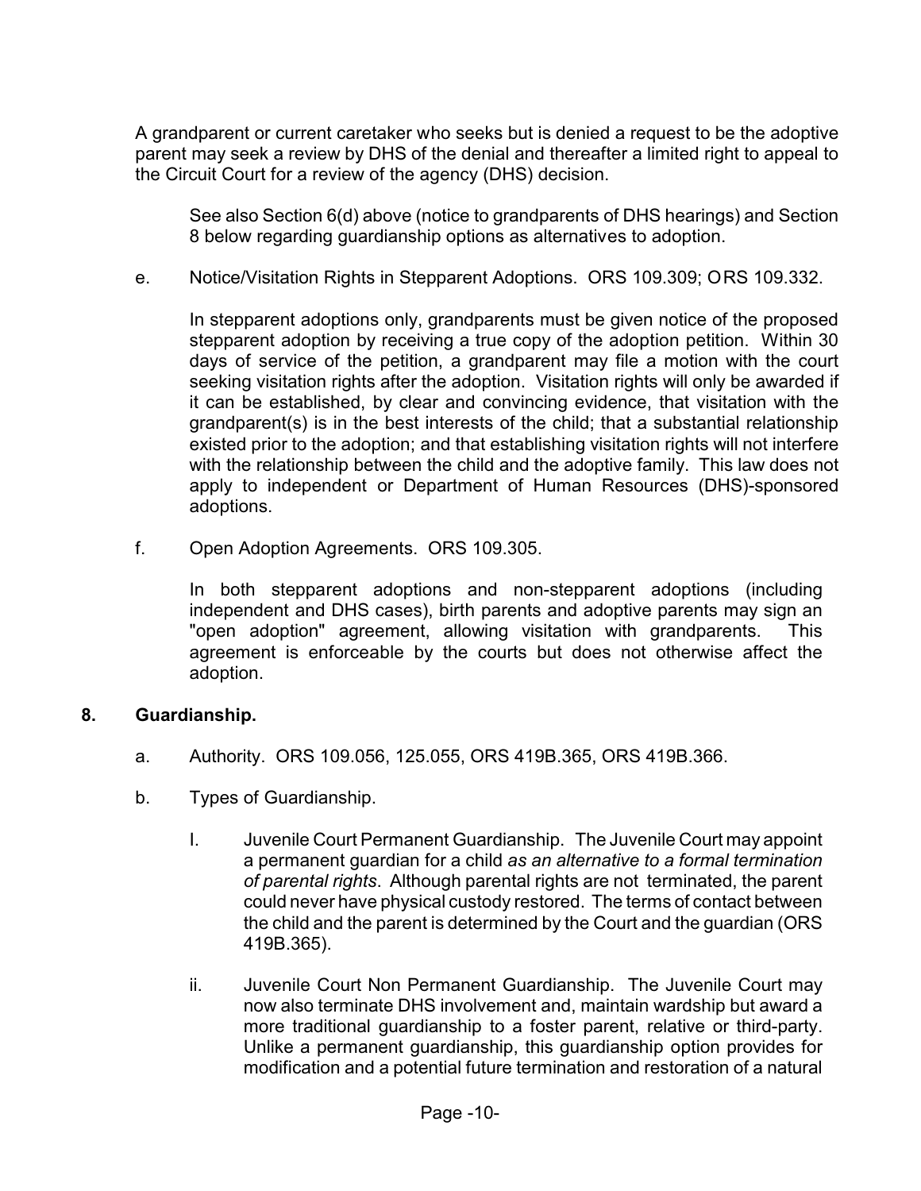A grandparent or current caretaker who seeks but is denied a request to be the adoptive parent may seek a review by DHS of the denial and thereafter a limited right to appeal to the Circuit Court for a review of the agency (DHS) decision.

See also Section 6(d) above (notice to grandparents of DHS hearings) and Section 8 below regarding guardianship options as alternatives to adoption.

e. Notice/Visitation Rights in Stepparent Adoptions. ORS 109.309; ORS 109.332.

In stepparent adoptions only, grandparents must be given notice of the proposed stepparent adoption by receiving a true copy of the adoption petition. Within 30 days of service of the petition, a grandparent may file a motion with the court seeking visitation rights after the adoption. Visitation rights will only be awarded if it can be established, by clear and convincing evidence, that visitation with the grandparent(s) is in the best interests of the child; that a substantial relationship existed prior to the adoption; and that establishing visitation rights will not interfere with the relationship between the child and the adoptive family. This law does not apply to independent or Department of Human Resources (DHS)-sponsored adoptions.

f. Open Adoption Agreements. ORS 109.305.

In both stepparent adoptions and non-stepparent adoptions (including independent and DHS cases), birth parents and adoptive parents may sign an "open adoption" agreement, allowing visitation with grandparents. This agreement is enforceable by the courts but does not otherwise affect the adoption.

## 8. Guardianship.

a. Authority. ORS 109.056, 125.055, ORS 419B.365, ORS 419B.366.

b. Types of Guardianship.

I. Juvenile Court Permanent Guardianship. The Juvenile Court may appoint a permanent guardian for a child *as an alternative to a formal termination of parental rights*. Although parental rights are not terminated, the parent could never have physical custody restored. The terms of contact between the child and the parent is determined by the Court and the guardian (ORS 419B.365).

ii. Juvenile Court Non Permanent Guardianship. The Juvenile Court may now also terminate DHS involvement and, maintain wardship but award a more traditional guardianship to a foster parent, relative or third-party. Unlike a permanent guardianship, this guardianship option provides for modification and a potential future termination and restoration of a natural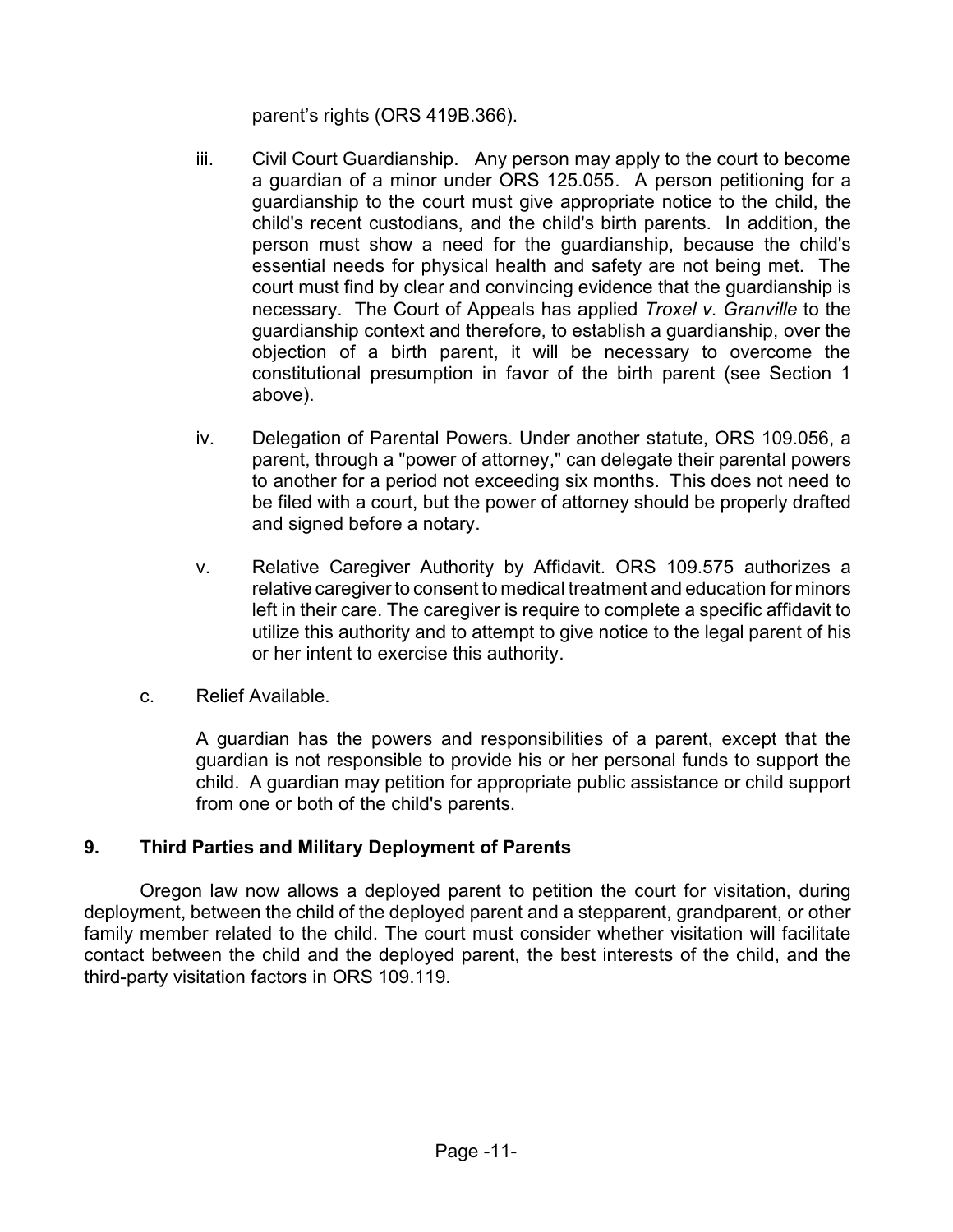parent's rights (ORS 419B.366).

iii. Civil Court Guardianship. Any person may apply to the court to become a guardian of a minor under ORS 125.055. A person petitioning for a guardianship to the court must give appropriate notice to the child, the child's recent custodians, and the child's birth parents. In addition, the person must show a need for the guardianship, because the child's essential needs for physical health and safety are not being met. The court must find by clear and convincing evidence that the guardianship is necessary. The Court of Appeals has applied *Troxel v. Granville* to the guardianship context and therefore, to establish a guardianship, over the objection of a birth parent, it will be necessary to overcome the constitutional presumption in favor of the birth parent (see Section 1 above).

iv. Delegation of Parental Powers. Under another statute, ORS 109.056, a parent, through a "power of attorney," can delegate their parental powers to another for a period not exceeding six months. This does not need to be filed with a court, but the power of attorney should be properly drafted and signed before a notary.

v. Relative Caregiver Authority by Affidavit. ORS 109.575 authorizes a relative caregiver to consent to medical treatment and education for minors left in their care. The caregiver is require to complete a specific affidavit to utilize this authority and to attempt to give notice to the legal parent of his or her intent to exercise this authority.

c. Relief Available.

A guardian has the powers and responsibilities of a parent, except that the guardian is not responsible to provide his or her personal funds to support the child. A guardian may petition for appropriate public assistance or child support from one or both of the child's parents.

## 9. Third Parties and Military Deployment of Parents

Oregon law now allows a deployed parent to petition the court for visitation, during deployment, between the child of the deployed parent and a stepparent, grandparent, or other family member related to the child. The court must consider whether visitation will facilitate contact between the child and the deployed parent, the best interests of the child, and the third-party visitation factors in ORS 109.119.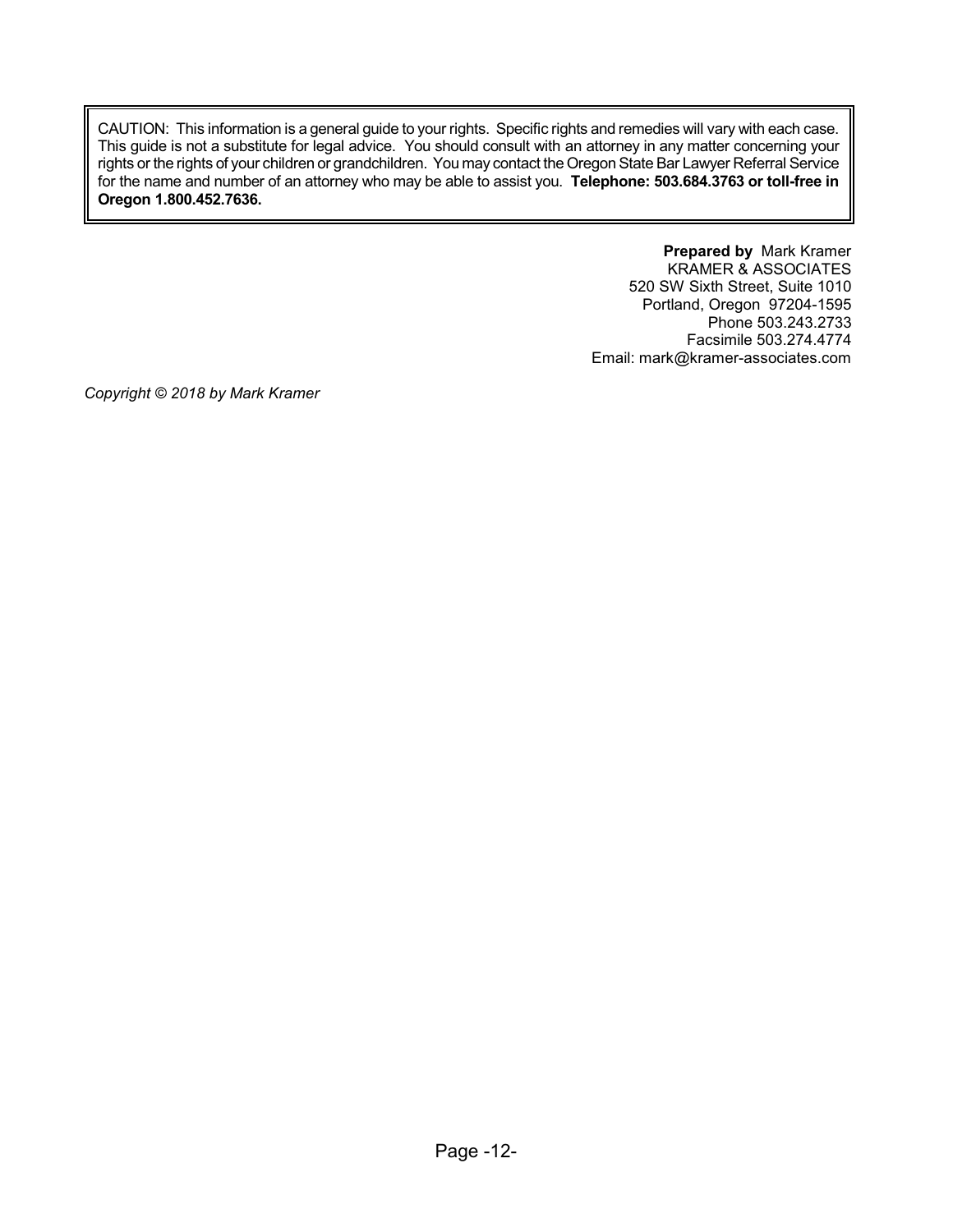> CAUTION: This information is a general guide to your rights. Specific rights and remedies will vary with each case. This guide is not a substitute for legal advice. You should consult with an attorney in any matter concerning your rights or the rights of your children or grandchildren. You may contact the Oregon State Bar Lawyer Referral Service for the name and number of an attorney who may be able to assist you. **Telephone: 503.684.3763 or toll-free in Oregon 1.800.452.7636.**

**Prepared by** Mark Kramer
KRAMER & ASSOCIATES
520 SW Sixth Street, Suite 1010
Portland, Oregon 97204-1595
Phone 503.243.2733
Facsimile 503.274.4774
Email: mark@kramer-associates.com

*Copyright © 2018 by Mark Kramer*